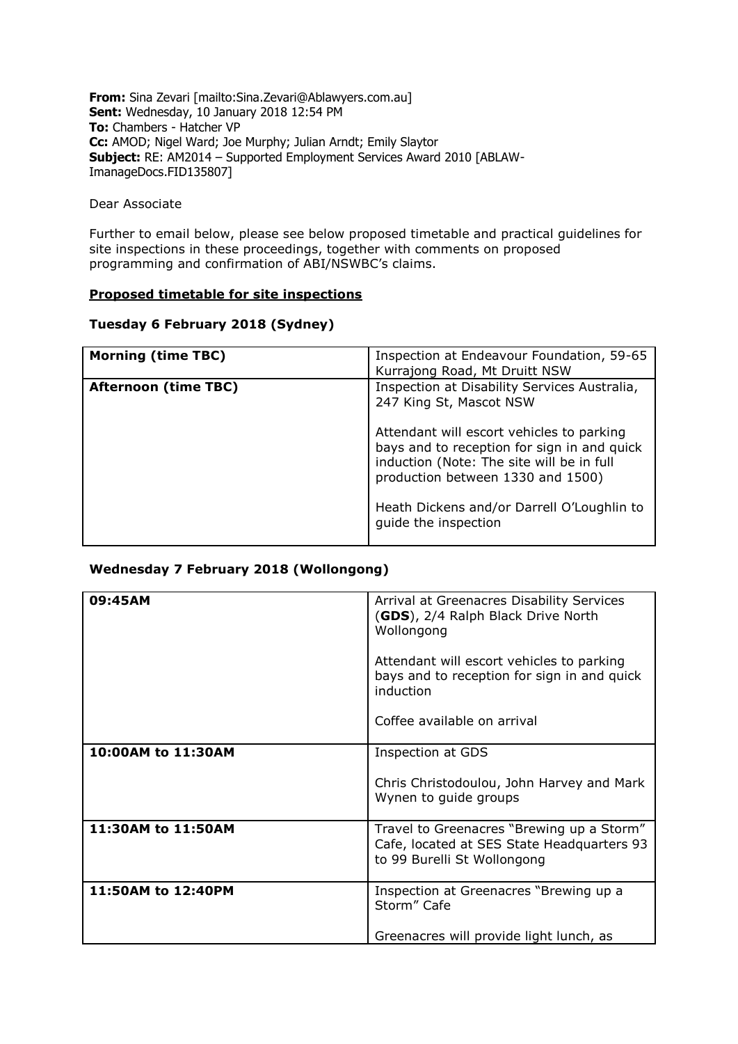**From:** Sina Zevari [mailto:Sina.Zevari@Ablawyers.com.au]
**Sent:** Wednesday, 10 January 2018 12:54 PM
**To:** Chambers - Hatcher VP
**Cc:** AMOD; Nigel Ward; Joe Murphy; Julian Arndt; Emily Slaytor
**Subject:** RE: AM2014 – Supported Employment Services Award 2010 [ABLAW-ImanageDocs.FID135807]

Dear Associate

Further to email below, please see below proposed timetable and practical guidelines for site inspections in these proceedings, together with comments on proposed programming and confirmation of ABI/NSWBC's claims.

**Proposed timetable for site inspections**

**Tuesday 6 February 2018 (Sydney)**

| | |
|---|---|
| **Morning (time TBC)** | Inspection at Endeavour Foundation, 59-65 Kurrajong Road, Mt Druitt NSW |
| **Afternoon (time TBC)** | Inspection at Disability Services Australia, 247 King St, Mascot NSW<br><br>Attendant will escort vehicles to parking bays and to reception for sign in and quick induction (Note: The site will be in full production between 1330 and 1500)<br><br>Heath Dickens and/or Darrell O'Loughlin to guide the inspection |

**Wednesday 7 February 2018 (Wollongong)**

| | |
|---|---|
| **09:45AM** | Arrival at Greenacres Disability Services (**GDS**), 2/4 Ralph Black Drive North Wollongong<br><br>Attendant will escort vehicles to parking bays and to reception for sign in and quick induction<br><br>Coffee available on arrival |
| **10:00AM to 11:30AM** | Inspection at GDS<br><br>Chris Christodoulou, John Harvey and Mark Wynen to guide groups |
| **11:30AM to 11:50AM** | Travel to Greenacres "Brewing up a Storm" Cafe, located at SES State Headquarters 93 to 99 Burelli St Wollongong |
| **11:50AM to 12:40PM** | Inspection at Greenacres "Brewing up a Storm" Cafe<br><br>Greenacres will provide light lunch, as |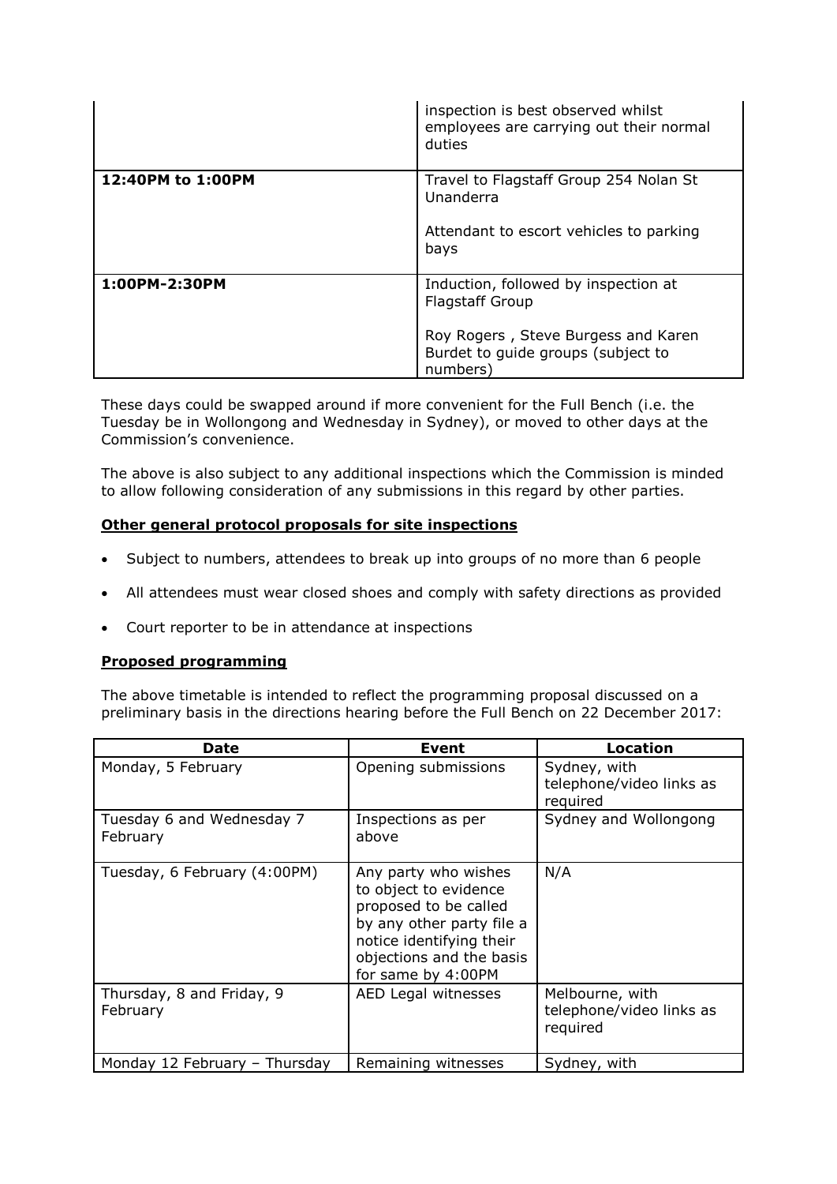|  | inspection is best observed whilst employees are carrying out their normal duties |
| --- | --- |
| **12:40PM to 1:00PM** | Travel to Flagstaff Group 254 Nolan St Unanderra<br><br>Attendant to escort vehicles to parking bays |
| **1:00PM-2:30PM** | Induction, followed by inspection at Flagstaff Group<br><br>Roy Rogers , Steve Burgess and Karen Burdet to guide groups (subject to numbers) |

These days could be swapped around if more convenient for the Full Bench (i.e. the Tuesday be in Wollongong and Wednesday in Sydney), or moved to other days at the Commission's convenience.

The above is also subject to any additional inspections which the Commission is minded to allow following consideration of any submissions in this regard by other parties.

**Other general protocol proposals for site inspections**

- Subject to numbers, attendees to break up into groups of no more than 6 people
- All attendees must wear closed shoes and comply with safety directions as provided
- Court reporter to be in attendance at inspections

**Proposed programming**

The above timetable is intended to reflect the programming proposal discussed on a preliminary basis in the directions hearing before the Full Bench on 22 December 2017:

| Date | Event | Location |
| --- | --- | --- |
| Monday, 5 February | Opening submissions | Sydney, with telephone/video links as required |
| Tuesday 6 and Wednesday 7 February | Inspections as per above | Sydney and Wollongong |
| Tuesday, 6 February (4:00PM) | Any party who wishes to object to evidence proposed to be called by any other party file a notice identifying their objections and the basis for same by 4:00PM | N/A |
| Thursday, 8 and Friday, 9 February | AED Legal witnesses | Melbourne, with telephone/video links as required |
| Monday 12 February – Thursday | Remaining witnesses | Sydney, with |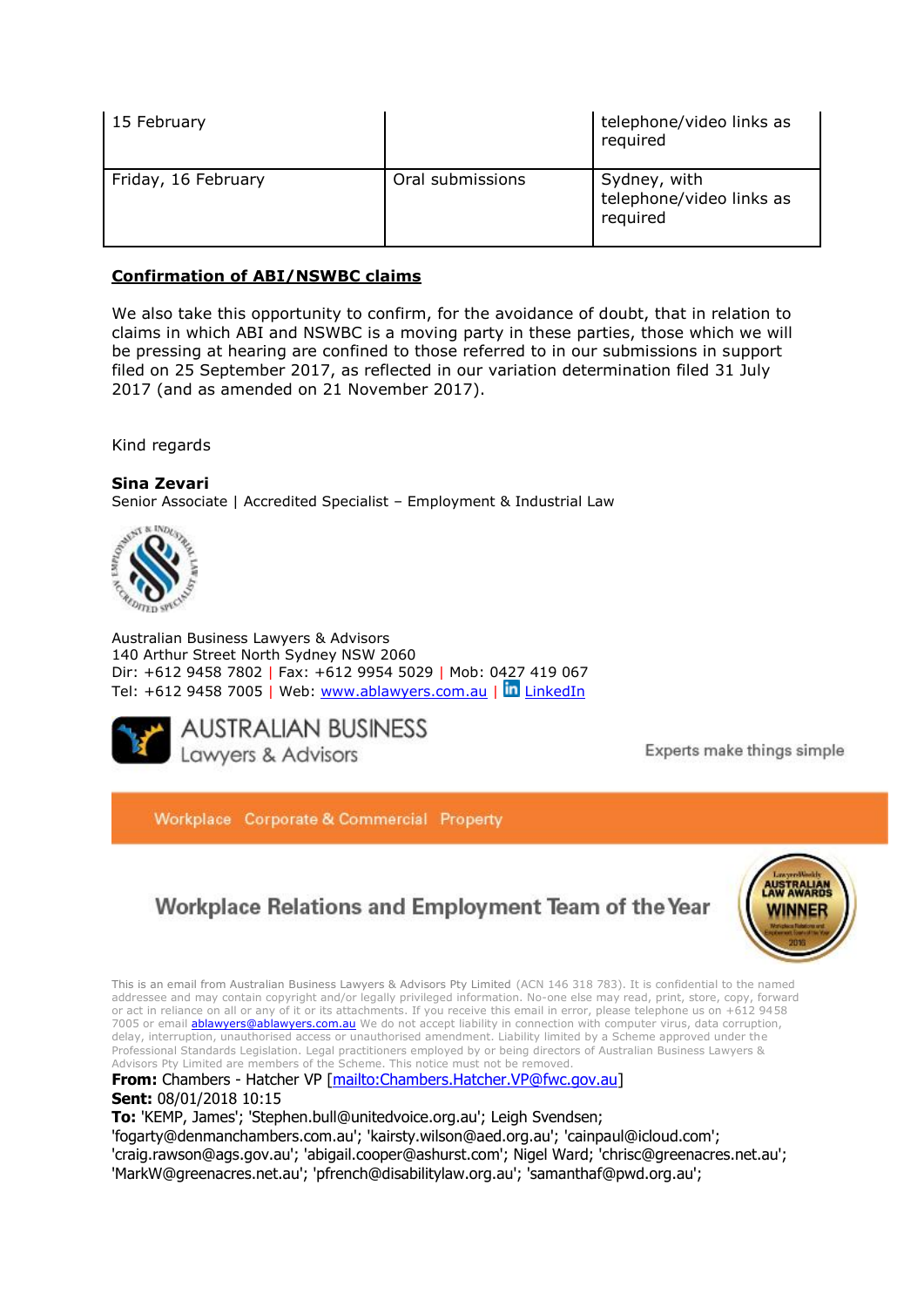| 15 February | | telephone/video links as required |
|---|---|---|
| Friday, 16 February | Oral submissions | Sydney, with telephone/video links as required |

**Confirmation of ABI/NSWBC claims**

We also take this opportunity to confirm, for the avoidance of doubt, that in relation to claims in which ABI and NSWBC is a moving party in these parties, those which we will be pressing at hearing are confined to those referred to in our submissions in support filed on 25 September 2017, as reflected in our variation determination filed 31 July 2017 (and as amended on 21 November 2017).

Kind regards

**Sina Zevari**
Senior Associate | Accredited Specialist – Employment & Industrial Law

Australian Business Lawyers & Advisors
140 Arthur Street North Sydney NSW 2060
Dir: +612 9458 7802 | Fax: +612 9954 5029 | Mob: 0427 419 067
Tel: +612 9458 7005 | Web: [www.ablawyers.com.au](http://www.ablawyers.com.au) | LinkedIn

AUSTRALIAN BUSINESS Lawyers & Advisors

Experts make things simple

Workplace Corporate & Commercial Property

Workplace Relations and Employment Team of the Year

This is an email from Australian Business Lawyers & Advisors Pty Limited (ACN 146 318 783). It is confidential to the named addressee and may contain copyright and/or legally privileged information. No-one else may read, print, store, copy, forward or act in reliance on all or any of it or its attachments. If you receive this email in error, please telephone us on +612 9458 7005 or email ablawyers@ablawyers.com.au We do not accept liability in connection with computer virus, data corruption, delay, interruption, unauthorised access or unauthorised amendment. Liability limited by a Scheme approved under the Professional Standards Legislation. Legal practitioners employed by or being directors of Australian Business Lawyers & Advisors Pty Limited are members of the Scheme. This notice must not be removed.

**From:** Chambers - Hatcher VP [mailto:Chambers.Hatcher.VP@fwc.gov.au]
**Sent:** 08/01/2018 10:15
**To:** 'KEMP, James'; 'Stephen.bull@unitedvoice.org.au'; Leigh Svendsen; 'fogarty@denmanchambers.com.au'; 'kairsty.wilson@aed.org.au'; 'cainpaul@icloud.com'; 'craig.rawson@ags.gov.au'; 'abigail.cooper@ashurst.com'; Nigel Ward; 'chrisc@greenacres.net.au'; 'MarkW@greenacres.net.au'; 'pfrench@disabilitylaw.org.au'; 'samanthaf@pwd.org.au';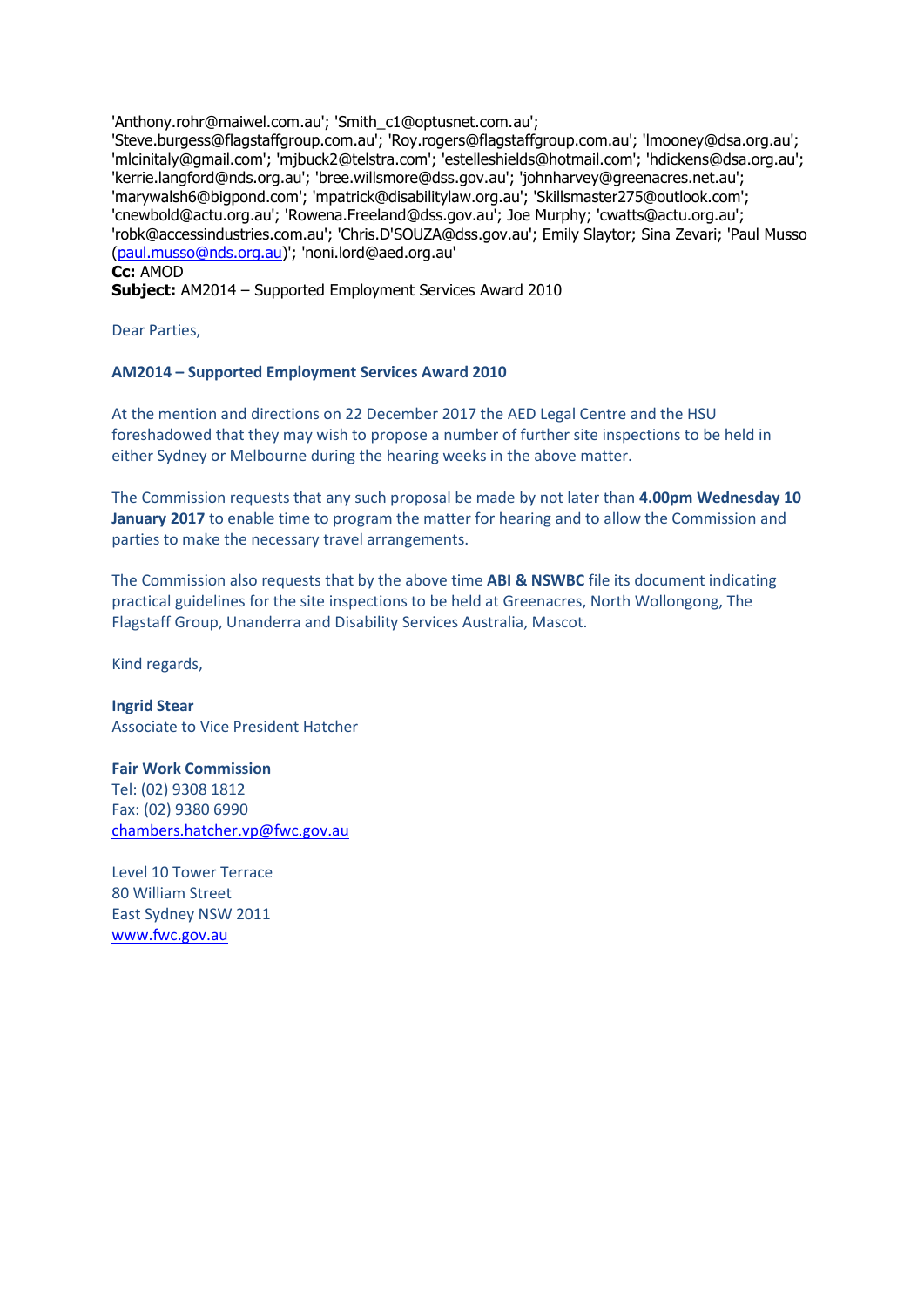'Anthony.rohr@maiwel.com.au'; 'Smith_c1@optusnet.com.au'; 'Steve.burgess@flagstaffgroup.com.au'; 'Roy.rogers@flagstaffgroup.com.au'; 'lmooney@dsa.org.au'; 'mlcinitaly@gmail.com'; 'mjbuck2@telstra.com'; 'estelleshields@hotmail.com'; 'hdickens@dsa.org.au'; 'kerrie.langford@nds.org.au'; 'bree.willsmore@dss.gov.au'; 'johnharvey@greenacres.net.au'; 'marywalsh6@bigpond.com'; 'mpatrick@disabilitylaw.org.au'; 'Skillsmaster275@outlook.com'; 'cnewbold@actu.org.au'; 'Rowena.Freeland@dss.gov.au'; Joe Murphy; 'cwatts@actu.org.au'; 'robk@accessindustries.com.au'; 'Chris.D'SOUZA@dss.gov.au'; Emily Slaytor; Sina Zevari; 'Paul Musso (paul.musso@nds.org.au)'; 'noni.lord@aed.org.au'
**Cc:** AMOD
**Subject:** AM2014 – Supported Employment Services Award 2010

Dear Parties,

**AM2014 – Supported Employment Services Award 2010**

At the mention and directions on 22 December 2017 the AED Legal Centre and the HSU foreshadowed that they may wish to propose a number of further site inspections to be held in either Sydney or Melbourne during the hearing weeks in the above matter.

The Commission requests that any such proposal be made by not later than **4.00pm Wednesday 10 January 2017** to enable time to program the matter for hearing and to allow the Commission and parties to make the necessary travel arrangements.

The Commission also requests that by the above time **ABI & NSWBC** file its document indicating practical guidelines for the site inspections to be held at Greenacres, North Wollongong, The Flagstaff Group, Unanderra and Disability Services Australia, Mascot.

Kind regards,

**Ingrid Stear**
Associate to Vice President Hatcher

**Fair Work Commission**
Tel: (02) 9308 1812
Fax: (02) 9380 6990
chambers.hatcher.vp@fwc.gov.au

Level 10 Tower Terrace
80 William Street
East Sydney NSW 2011
www.fwc.gov.au